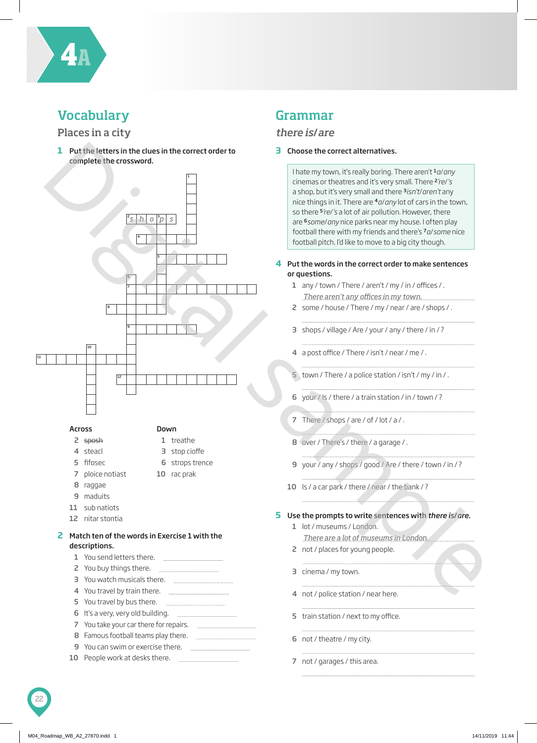# 4A

## Vocabulary

### Places in a city

**1** **Put the letters in the clues in the correct order to complete the crossword.**

Across
- 2 ~~sposh~~ (shops)
- 4 steacl
- 5 fifosec
- 7 ploice notiast
- 8 raggae
- 9 maduits
- 11 sub natiots
- 12 nitar stontia

Down
- 1 treathe
- 3 stop cioffe
- 6 strops trence
- 10 rac prak

**2** **Match ten of the words in Exercise 1 with the descriptions.**

1. You send letters there. ..................
2. You buy things there. ..................
3. You watch musicals there. ..................
4. You travel by train there. ..................
5. You travel by bus there. ..................
6. It's a very, very old building. ..................
7. You take your car there for repairs. ..................
8. Famous football teams play there. ..................
9. You can swim or exercise there. ..................
10. People work at desks there. ..................

## Grammar

### *there is/are*

**3** **Choose the correct alternatives.**

I hate my town, it's really boring. There aren't [1] *a/any* cinemas or theatres and it's very small. There [2] *'re/'s* a shop, but it's very small and there [3] *isn't/aren't* any nice things in it. There are [4] *a/any* lot of cars in the town, so there [5] *'re/'s* a lot of air pollution. However, there are [6] *some/any* nice parks near my house. I often play football there with my friends and there's [7] *a/some* nice football pitch. I'd like to move to a big city though.

**4** **Put the words in the correct order to make sentences or questions.**

1. any / town / There / aren't / my / in / offices / .
   *There aren't any offices in my town.*
2. some / house / There / my / near / are / shops / .
3. shops / village / Are / your / any / there / in / ?
4. a post office / There / isn't / near / me / .
5. town / There / a police station / isn't / my / in / .
6. your / Is / there / a train station / in / town / ?
7. There / shops / are / of / lot / a / .
8. over / There's / there / a garage / .
9. your / any / shops / good / Are / there / town / in / ?
10. Is / a car park / there / near / the bank / ?

**5** **Use the prompts to write sentences with *there is/are*.**

1. lot / museums / London.
   *There are a lot of museums in London.*
2. not / places for young people.
3. cinema / my town.
4. not / police station / near here.
5. train station / next to my office.
6. not / theatre / my city.
7. not / garages / this area.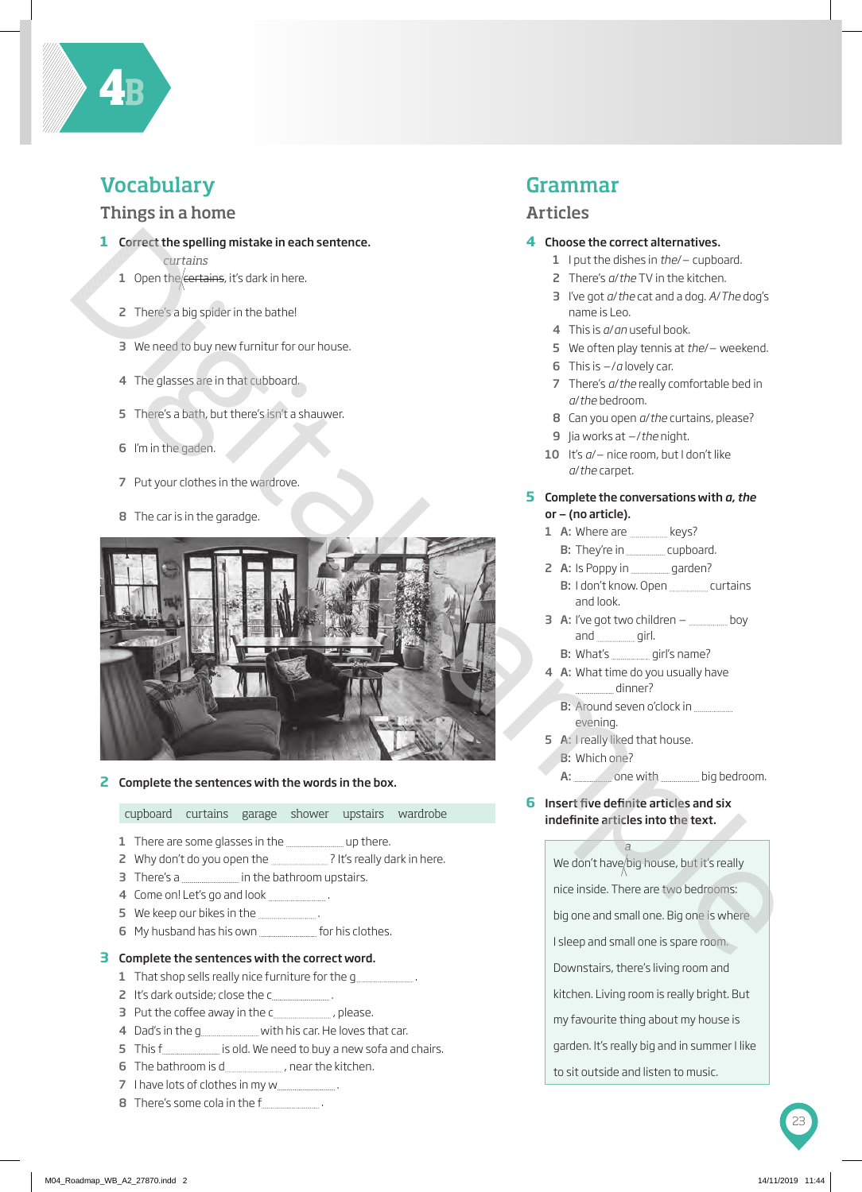# 4B

## Vocabulary

### Things in a home

**1 Correct the spelling mistake in each sentence.**

1. Open the ~~certains~~ curtains, it's dark in here.
2. There's a big spider in the bathe!
3. We need to buy new furnitur for our house.
4. The glasses are in that cubboard.
5. There's a bath, but there's isn't a shauwer.
6. I'm in the gaden.
7. Put your clothes in the wardrove.
8. The car is in the garadge.

**2 Complete the sentences with the words in the box.**

| cupboard | curtains | garage | shower | upstairs | wardrobe |
|---|---|---|---|---|---|

1. There are some glasses in the ________ up there.
2. Why don't you open the ________ ? It's really dark in here.
3. There's a ________ in the bathroom upstairs.
4. Come on! Let's go and look ________ .
5. We keep our bikes in the ________ .
6. My husband has his own ________ for his clothes.

**3 Complete the sentences with the correct word.**

1. That shop sells really nice furniture for the g________ .
2. It's dark outside; close the c________ .
3. Put the coffee away in the c________ , please.
4. Dad's in the g________ with his car. He loves that car.
5. This f________ is old. We need to buy a new sofa and chairs.
6. The bathroom is d________ , near the kitchen.
7. I have lots of clothes in my w________ .
8. There's some cola in the f________ .

## Grammar

### Articles

**4 Choose the correct alternatives.**

1. I put the dishes in *the*/*–* cupboard.
2. There's *a*/*the* TV in the kitchen.
3. I've got *a*/*the* cat and a dog. *A*/*The* dog's name is Leo.
4. This is *a*/*an* useful book.
5. We often play tennis at *the*/*–* weekend.
6. This is *–*/*a* lovely car.
7. There's *a*/*the* really comfortable bed in *a*/*the* bedroom.
8. Can you open *a*/*the* curtains, please?
9. Jia works at *–*/*the* night.
10. It's *a*/*–* nice room, but I don't like *a*/*the* carpet.

**5 Complete the conversations with *a*, *the* or *–* (no article).**

1. **A:** Where are ________ keys?
   **B:** They're in ________ cupboard.
2. **A:** Is Poppy in ________ garden?
   **B:** I don't know. Open ________ curtains and look.
3. **A:** I've got two children – ________ boy and ________ girl.
   **B:** What's ________ girl's name?
4. **A:** What time do you usually have ________ dinner?
   **B:** Around seven o'clock in ________ evening.
5. **A:** I really liked that house.
   **B:** Which one?
   **A:** ________ one with ________ big bedroom.

**6 Insert five definite articles and six indefinite articles into the text.**

> We don't have a big house, but it's really nice inside. There are two bedrooms: big one and small one. Big one is where I sleep and small one is spare room. Downstairs, there's living room and kitchen. Living room is really bright. But my favourite thing about my house is garden. It's really big and in summer I like to sit outside and listen to music.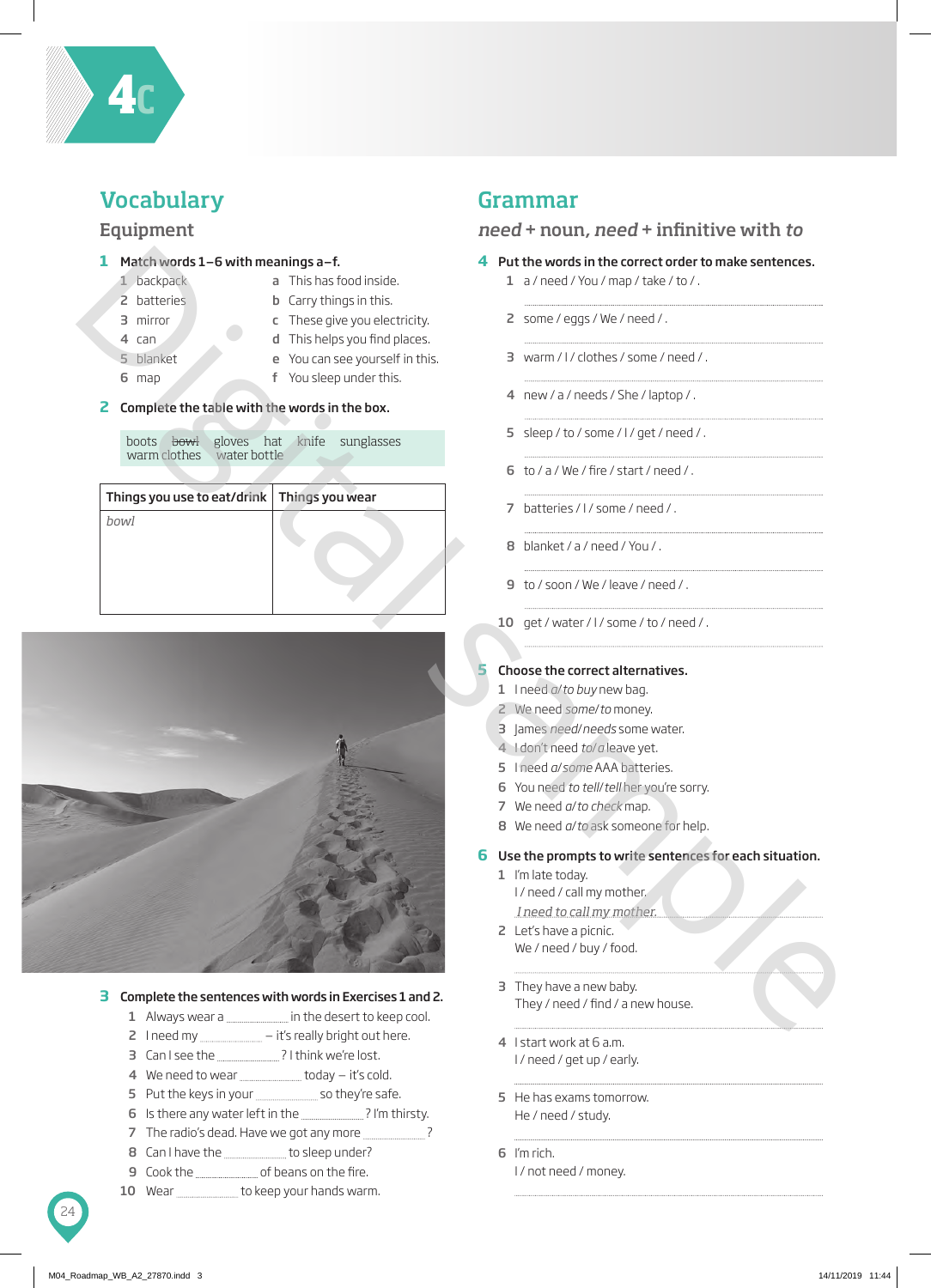# 4c

## Vocabulary

### Equipment

**1 Match words 1–6 with meanings a–f.**

1 backpack
2 batteries
3 mirror
4 can
5 blanket
6 map

a This has food inside.
b Carry things in this.
c These give you electricity.
d This helps you find places.
e You can see yourself in this.
f You sleep under this.

**2 Complete the table with the words in the box.**

boots ~~bowl~~ gloves hat knife sunglasses warm clothes water bottle

| Things you use to eat/drink | Things you wear |
|---|---|
| *bowl* | |

**3 Complete the sentences with words in Exercises 1 and 2.**

1 Always wear a .................. in the desert to keep cool.
2 I need my .................. – it's really bright out here.
3 Can I see the .................. ? I think we're lost.
4 We need to wear .................. today – it's cold.
5 Put the keys in your .................. so they're safe.
6 Is there any water left in the .................. ? I'm thirsty.
7 The radio's dead. Have we got any more .................. ?
8 Can I have the .................. to sleep under?
9 Cook the .................. of beans on the fire.
10 Wear .................. to keep your hands warm.

## Grammar

### *need* + noun, *need* + infinitive with *to*

**4 Put the words in the correct order to make sentences.**

1 a / need / You / map / take / to / .
..................
2 some / eggs / We / need / .
..................
3 warm / I / clothes / some / need / .
..................
4 new / a / needs / She / laptop / .
..................
5 sleep / to / some / I / get / need / .
..................
6 to / a / We / fire / start / need / .
..................
7 batteries / I / some / need / .
..................
8 blanket / a / need / You / .
..................
9 to / soon / We / leave / need / .
..................
10 get / water / I / some / to / need / .
..................

**5 Choose the correct alternatives.**

1 I need *a/to buy* new bag.
2 We need *some/to* money.
3 James *need/needs* some water.
4 I don't need *to/a* leave yet.
5 I need *a/some* AAA batteries.
6 You need *to tell/tell* her you're sorry.
7 We need *a/to check* map.
8 We need *a/to* ask someone for help.

**6 Use the prompts to write sentences for each situation.**

1 I'm late today.
I / need / call my mother.
*I need to call my mother.*
2 Let's have a picnic.
We / need / buy / food.
..................
3 They have a new baby.
They / need / find / a new house.
..................
4 I start work at 6 a.m.
I / need / get up / early.
..................
5 He has exams tomorrow.
He / need / study.
..................
6 I'm rich.
I / not need / money.
..................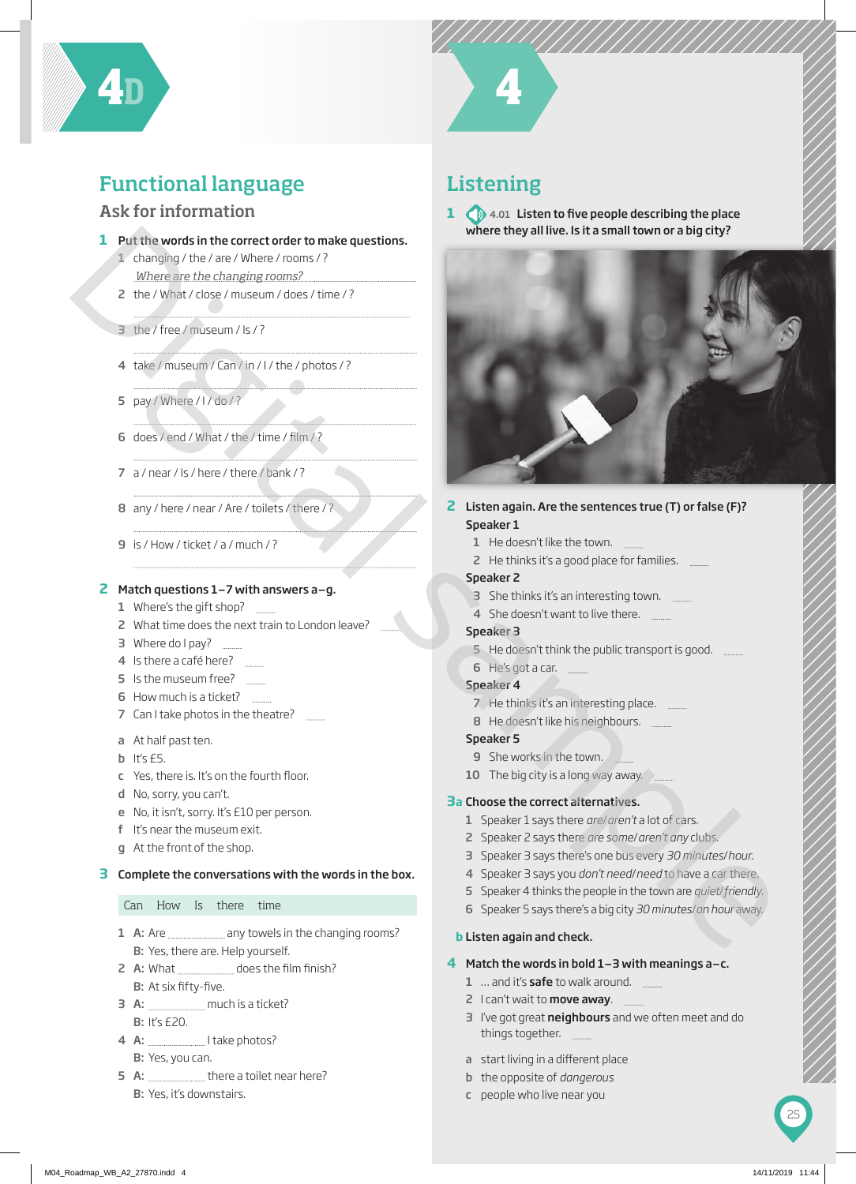# 4D

## Functional language

### Ask for information

**1 Put the words in the correct order to make questions.**

1 changing / the / are / Where / rooms / ?
*Where are the changing rooms?*

2 the / What / close / museum / does / time / ?

3 the / free / museum / Is / ?

4 take / museum / Can / in / I / the / photos / ?

5 pay / Where / I / do / ?

6 does / end / What / the / time / film / ?

7 a / near / Is / here / there / bank / ?

8 any / here / near / Are / toilets / there / ?

9 is / How / ticket / a / much / ?

**2 Match questions 1–7 with answers a–g.**

1 Where's the gift shop? ......
2 What time does the next train to London leave? ......
3 Where do I pay? ......
4 Is there a café here? ......
5 Is the museum free? ......
6 How much is a ticket? ......
7 Can I take photos in the theatre? ......

a At half past ten.
b It's £5.
c Yes, there is. It's on the fourth floor.
d No, sorry, you can't.
e No, it isn't, sorry. It's £10 per person.
f It's near the museum exit.
g At the front of the shop.

**3 Complete the conversations with the words in the box.**

| Can | How | Is | there | time |
|---|---|---|---|---|

1 A: Are ............ any towels in the changing rooms?
B: Yes, there are. Help yourself.

2 A: What ............ does the film finish?
B: At six fifty-five.

3 A: ............ much is a ticket?
B: It's £20.

4 A: ............ I take photos?
B: Yes, you can.

5 A: ............ there a toilet near here?
B: Yes, it's downstairs.

# 4

## Listening

**1** 4.01 **Listen to five people describing the place where they all live. Is it a small town or a big city?**

**2 Listen again. Are the sentences true (T) or false (F)?**

**Speaker 1**
1 He doesn't like the town. ......
2 He thinks it's a good place for families. ......

**Speaker 2**
3 She thinks it's an interesting town. ......
4 She doesn't want to live there. ......

**Speaker 3**
5 He doesn't think the public transport is good. ......
6 He's got a car. ......

**Speaker 4**
7 He thinks it's an interesting place. ......
8 He doesn't like his neighbours. ......

**Speaker 5**
9 She works in the town. ......
10 The big city is a long way away. ......

**3a Choose the correct alternatives.**

1 Speaker 1 says there *are*/*aren't* a lot of cars.
2 Speaker 2 says there *are some*/*aren't any* clubs.
3 Speaker 3 says there's one bus every *30 minutes*/*hour*.
4 Speaker 3 says you *don't need*/*need* to have a car there.
5 Speaker 4 thinks the people in the town are *quiet*/*friendly*.
6 Speaker 5 says there's a big city *30 minutes*/*an hour* away.

**b Listen again and check.**

**4 Match the words in bold 1–3 with meanings a–c.**

1 … and it's **safe** to walk around. ......
2 I can't wait to **move away**. ......
3 I've got great **neighbours** and we often meet and do things together. ......

a start living in a different place
b the opposite of *dangerous*
c people who live near you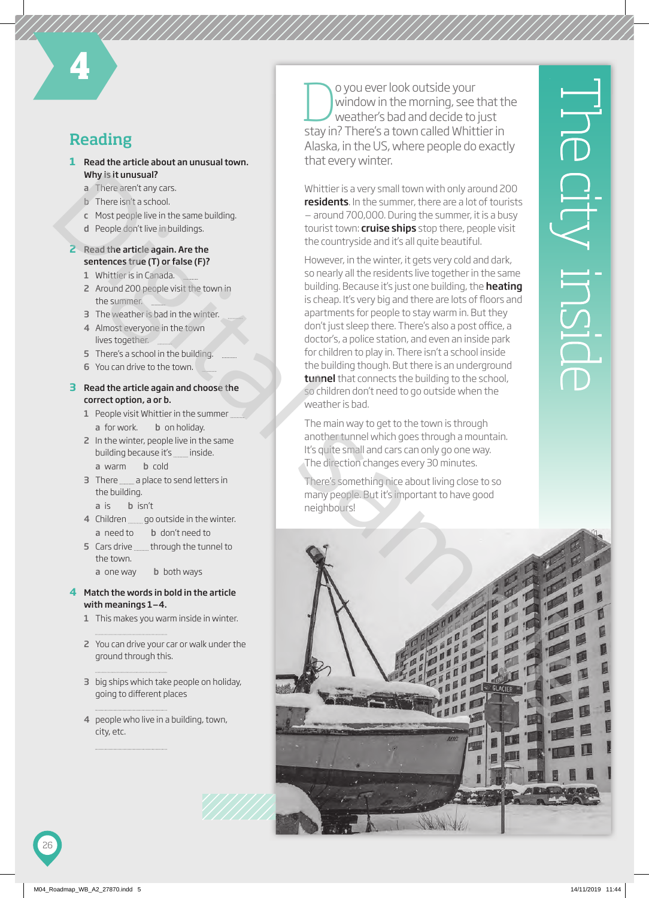# 4

## Reading

**1 Read the article about an unusual town. Why is it unusual?**

a There aren't any cars.
b There isn't a school.
c Most people live in the same building.
d People don't live in buildings.

**2 Read the article again. Are the sentences true (T) or false (F)?**

1 Whittier is in Canada. .......
2 Around 200 people visit the town in the summer. .......
3 The weather is bad in the winter. .......
4 Almost everyone in the town lives together. .......
5 There's a school in the building. .......
6 You can drive to the town. .......

**3 Read the article again and choose the correct option, a or b.**

1 People visit Whittier in the summer .......
a for work. b on holiday.

2 In the winter, people live in the same building because it's ....... inside.
a warm b cold

3 There ....... a place to send letters in the building.
a is b isn't

4 Children ....... go outside in the winter.
a need to b don't need to

5 Cars drive ....... through the tunnel to the town.
a one way b both ways

**4 Match the words in bold in the article with meanings 1–4.**

1 This makes you warm inside in winter.
..............................

2 You can drive your car or walk under the ground through this.
..............................

3 big ships which take people on holiday, going to different places
..............................

4 people who live in a building, town, city, etc.
..............................

## The city inside

Do you ever look outside your window in the morning, see that the weather's bad and decide to just stay in? There's a town called Whittier in Alaska, in the US, where people do exactly that every winter.

Whittier is a very small town with only around 200 **residents**. In the summer, there are a lot of tourists – around 700,000. During the summer, it is a busy tourist town: **cruise ships** stop there, people visit the countryside and it's all quite beautiful.

However, in the winter, it gets very cold and dark, so nearly all the residents live together in the same building. Because it's just one building, the **heating** is cheap. It's very big and there are lots of floors and apartments for people to stay warm in. But they don't just sleep there. There's also a post office, a doctor's, a police station, and even an inside park for children to play in. There isn't a school inside the building though. But there is an underground **tunnel** that connects the building to the school, so children don't need to go outside when the weather is bad.

The main way to get to the town is through another tunnel which goes through a mountain. It's quite small and cars can only go one way. The direction changes every 30 minutes.

There's something nice about living close to so many people. But it's important to have good neighbours!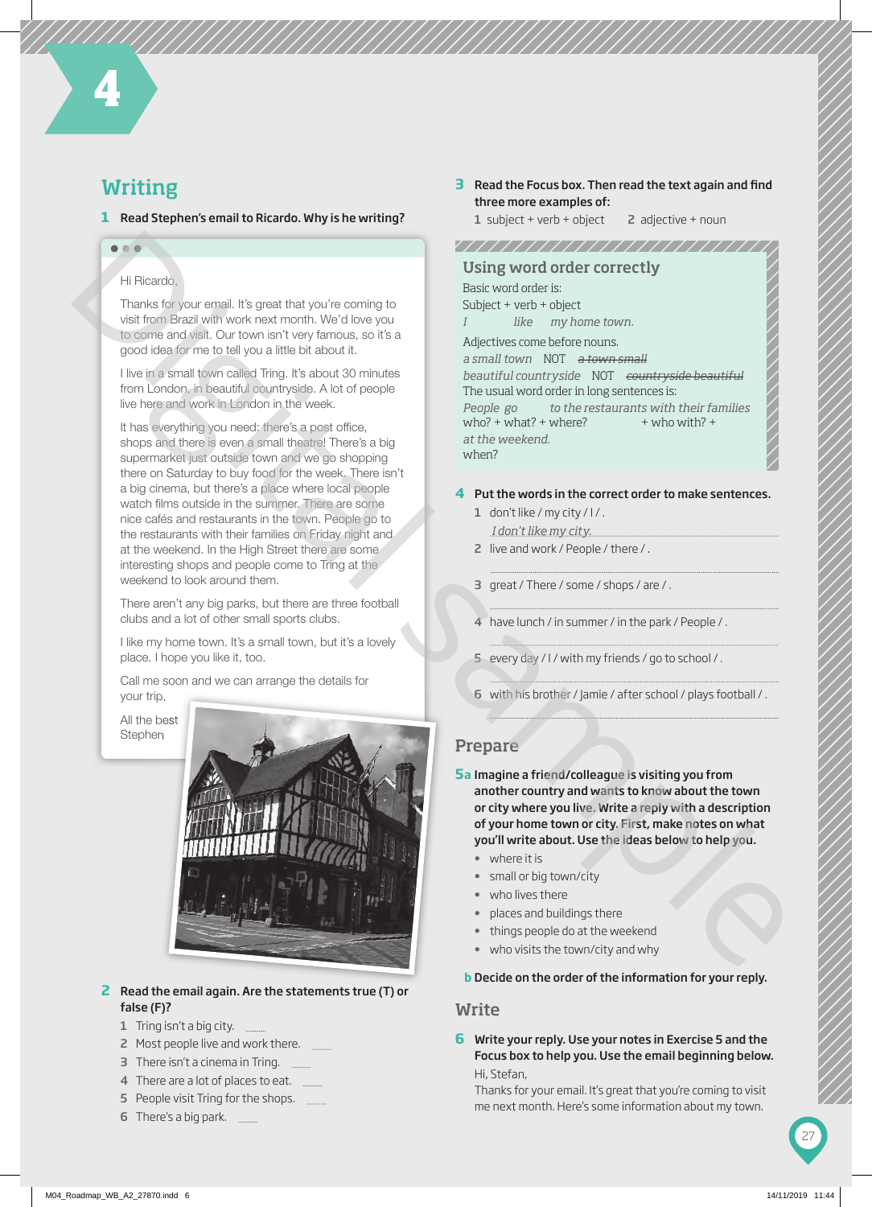# Writing

**1** **Read Stephen's email to Ricardo. Why is he writing?**

Hi Ricardo,

Thanks for your email. It's great that you're coming to visit from Brazil with work next month. We'd love you to come and visit. Our town isn't very famous, so it's a good idea for me to tell you a little bit about it.

I live in a small town called Tring. It's about 30 minutes from London, in beautiful countryside. A lot of people live here and work in London in the week.

It has everything you need: there's a post office, shops and there is even a small theatre! There's a big supermarket just outside town and we go shopping there on Saturday to buy food for the week. There isn't a big cinema, but there's a place where local people watch films outside in the summer. There are some nice cafés and restaurants in the town. People go to the restaurants with their families on Friday night and at the weekend. In the High Street there are some interesting shops and people come to Tring at the weekend to look around them.

There aren't any big parks, but there are three football clubs and a lot of other small sports clubs.

I like my home town. It's a small town, but it's a lovely place. I hope you like it, too.

Call me soon and we can arrange the details for your trip.

All the best
Stephen

**2** **Read the email again. Are the statements true (T) or false (F)?**

1 Tring isn't a big city. ......
2 Most people live and work there. ......
3 There isn't a cinema in Tring. ......
4 There are a lot of places to eat. ......
5 People visit Tring for the shops. ......
6 There's a big park. ......

**3** **Read the Focus box. Then read the text again and find three more examples of:**

1 subject + verb + object 2 adjective + noun

## Using word order correctly

Basic word order is:
Subject + verb + object
*I like my home town.*

Adjectives come before nouns.
*a small town* NOT ~~*a town small*~~
*beautiful countryside* NOT ~~*countryside beautiful*~~

The usual word order in long sentences is:
*People go to the restaurants with their families at the weekend.*
who? + what? + where? + who with? + when?

**4** **Put the words in the correct order to make sentences.**

1 don't like / my city / I / .
*I don't like my city.*
2 live and work / People / there / .
..........
3 great / There / some / shops / are / .
..........
4 have lunch / in summer / in the park / People / .
..........
5 every day / I / with my friends / go to school / .
..........
6 with his brother / Jamie / after school / plays football / .
..........

## Prepare

**5a** **Imagine a friend/colleague is visiting you from another country and wants to know about the town or city where you live. Write a reply with a description of your home town or city. First, make notes on what you'll write about. Use the ideas below to help you.**

- where it is
- small or big town/city
- who lives there
- places and buildings there
- things people do at the weekend
- who visits the town/city and why

**b** **Decide on the order of the information for your reply.**

## Write

**6** **Write your reply. Use your notes in Exercise 5 and the Focus box to help you. Use the email beginning below.**

Hi, Stefan,
Thanks for your email. It's great that you're coming to visit me next month. Here's some information about my town.